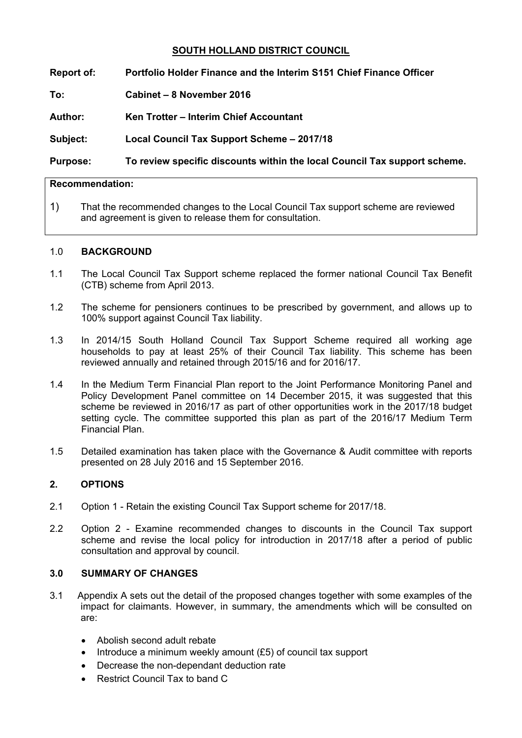# SOUTH HOLLAND DISTRICT COUNCIL

**Report of:** **Portfolio Holder Finance and the Interim S151 Chief Finance Officer**

**To:** **Cabinet – 8 November 2016**

**Author:** **Ken Trotter – Interim Chief Accountant**

**Subject:** **Local Council Tax Support Scheme – 2017/18**

**Purpose:** **To review specific discounts within the local Council Tax support scheme.**

**Recommendation:**

1) That the recommended changes to the Local Council Tax support scheme are reviewed and agreement is given to release them for consultation.

## 1.0 BACKGROUND

1.1 The Local Council Tax Support scheme replaced the former national Council Tax Benefit (CTB) scheme from April 2013.

1.2 The scheme for pensioners continues to be prescribed by government, and allows up to 100% support against Council Tax liability.

1.3 In 2014/15 South Holland Council Tax Support Scheme required all working age households to pay at least 25% of their Council Tax liability. This scheme has been reviewed annually and retained through 2015/16 and for 2016/17.

1.4 In the Medium Term Financial Plan report to the Joint Performance Monitoring Panel and Policy Development Panel committee on 14 December 2015, it was suggested that this scheme be reviewed in 2016/17 as part of other opportunities work in the 2017/18 budget setting cycle. The committee supported this plan as part of the 2016/17 Medium Term Financial Plan.

1.5 Detailed examination has taken place with the Governance & Audit committee with reports presented on 28 July 2016 and 15 September 2016.

## 2. OPTIONS

2.1 Option 1 - Retain the existing Council Tax Support scheme for 2017/18.

2.2 Option 2 - Examine recommended changes to discounts in the Council Tax support scheme and revise the local policy for introduction in 2017/18 after a period of public consultation and approval by council.

## 3.0 SUMMARY OF CHANGES

3.1 Appendix A sets out the detail of the proposed changes together with some examples of the impact for claimants. However, in summary, the amendments which will be consulted on are:

- Abolish second adult rebate
- Introduce a minimum weekly amount (£5) of council tax support
- Decrease the non-dependant deduction rate
- Restrict Council Tax to band C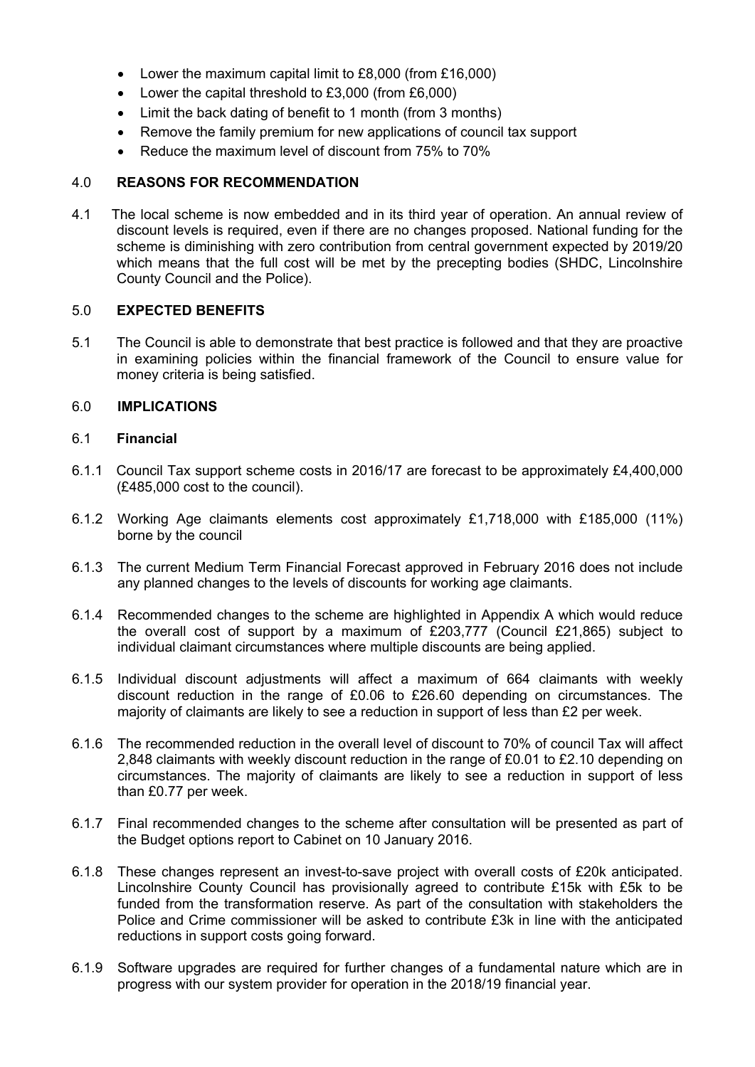- Lower the maximum capital limit to £8,000 (from £16,000)
- Lower the capital threshold to £3,000 (from £6,000)
- Limit the back dating of benefit to 1 month (from 3 months)
- Remove the family premium for new applications of council tax support
- Reduce the maximum level of discount from 75% to 70%

## 4.0 REASONS FOR RECOMMENDATION

4.1 The local scheme is now embedded and in its third year of operation. An annual review of discount levels is required, even if there are no changes proposed. National funding for the scheme is diminishing with zero contribution from central government expected by 2019/20 which means that the full cost will be met by the precepting bodies (SHDC, Lincolnshire County Council and the Police).

## 5.0 EXPECTED BENEFITS

5.1 The Council is able to demonstrate that best practice is followed and that they are proactive in examining policies within the financial framework of the Council to ensure value for money criteria is being satisfied.

## 6.0 IMPLICATIONS

### 6.1 Financial

6.1.1 Council Tax support scheme costs in 2016/17 are forecast to be approximately £4,400,000 (£485,000 cost to the council).

6.1.2 Working Age claimants elements cost approximately £1,718,000 with £185,000 (11%) borne by the council

6.1.3 The current Medium Term Financial Forecast approved in February 2016 does not include any planned changes to the levels of discounts for working age claimants.

6.1.4 Recommended changes to the scheme are highlighted in Appendix A which would reduce the overall cost of support by a maximum of £203,777 (Council £21,865) subject to individual claimant circumstances where multiple discounts are being applied.

6.1.5 Individual discount adjustments will affect a maximum of 664 claimants with weekly discount reduction in the range of £0.06 to £26.60 depending on circumstances. The majority of claimants are likely to see a reduction in support of less than £2 per week.

6.1.6 The recommended reduction in the overall level of discount to 70% of council Tax will affect 2,848 claimants with weekly discount reduction in the range of £0.01 to £2.10 depending on circumstances. The majority of claimants are likely to see a reduction in support of less than £0.77 per week.

6.1.7 Final recommended changes to the scheme after consultation will be presented as part of the Budget options report to Cabinet on 10 January 2016.

6.1.8 These changes represent an invest-to-save project with overall costs of £20k anticipated. Lincolnshire County Council has provisionally agreed to contribute £15k with £5k to be funded from the transformation reserve. As part of the consultation with stakeholders the Police and Crime commissioner will be asked to contribute £3k in line with the anticipated reductions in support costs going forward.

6.1.9 Software upgrades are required for further changes of a fundamental nature which are in progress with our system provider for operation in the 2018/19 financial year.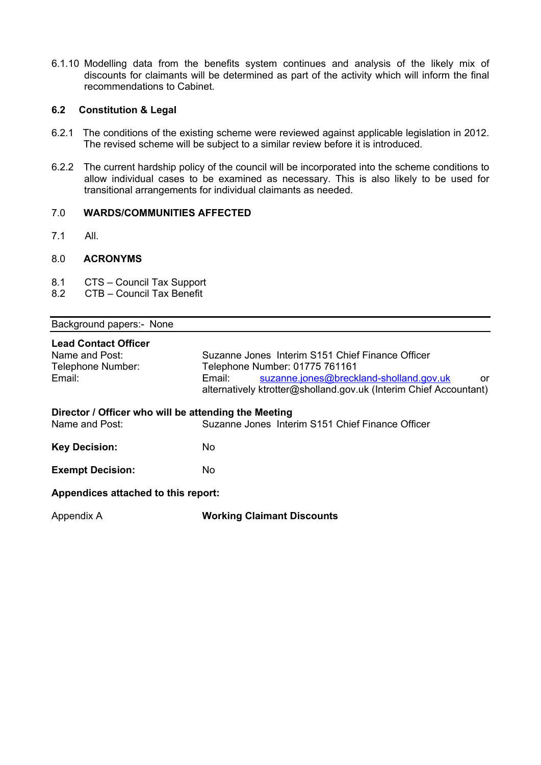6.1.10 Modelling data from the benefits system continues and analysis of the likely mix of discounts for claimants will be determined as part of the activity which will inform the final recommendations to Cabinet.

### 6.2 Constitution & Legal

6.2.1 The conditions of the existing scheme were reviewed against applicable legislation in 2012. The revised scheme will be subject to a similar review before it is introduced.

6.2.2 The current hardship policy of the council will be incorporated into the scheme conditions to allow individual cases to be examined as necessary. This is also likely to be used for transitional arrangements for individual claimants as needed.

## 7.0 WARDS/COMMUNITIES AFFECTED

7.1 All.

## 8.0 ACRONYMS

8.1 CTS – Council Tax Support
8.2 CTB – Council Tax Benefit

---

Background papers:- None

---

**Lead Contact Officer**

| | |
|---|---|
| Name and Post: | Suzanne Jones Interim S151 Chief Finance Officer |
| Telephone Number: | Telephone Number: 01775 761161 |
| Email: | Email: suzanne.jones@breckland-sholland.gov.uk or alternatively ktrotter@sholland.gov.uk (Interim Chief Accountant) |

**Director / Officer who will be attending the Meeting**

| | |
|---|---|
| Name and Post: | Suzanne Jones Interim S151 Chief Finance Officer |
| **Key Decision:** | No |
| **Exempt Decision:** | No |

**Appendices attached to this report:**

| | |
|---|---|
| Appendix A | **Working Claimant Discounts** |